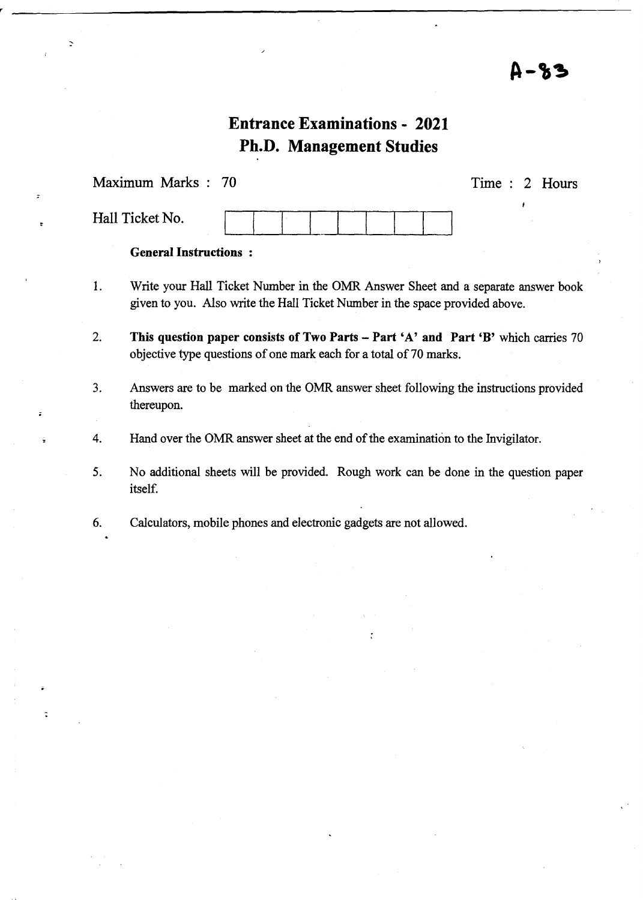A-83

# Entrance Examinations - 2021
# Ph.D. Management Studies

Maximum Marks : 70 Time : 2 Hours

Hall Ticket No. | | | | | | | | |

**General Instructions :**

1. Write your Hall Ticket Number in the OMR Answer Sheet and a separate answer book given to you. Also write the Hall Ticket Number in the space provided above.

2. **This question paper consists of Two Parts – Part 'A' and Part 'B'** which carries 70 objective type questions of one mark each for a total of 70 marks.

3. Answers are to be marked on the OMR answer sheet following the instructions provided thereupon.

4. Hand over the OMR answer sheet at the end of the examination to the Invigilator.

5. No additional sheets will be provided. Rough work can be done in the question paper itself.

6. Calculators, mobile phones and electronic gadgets are not allowed.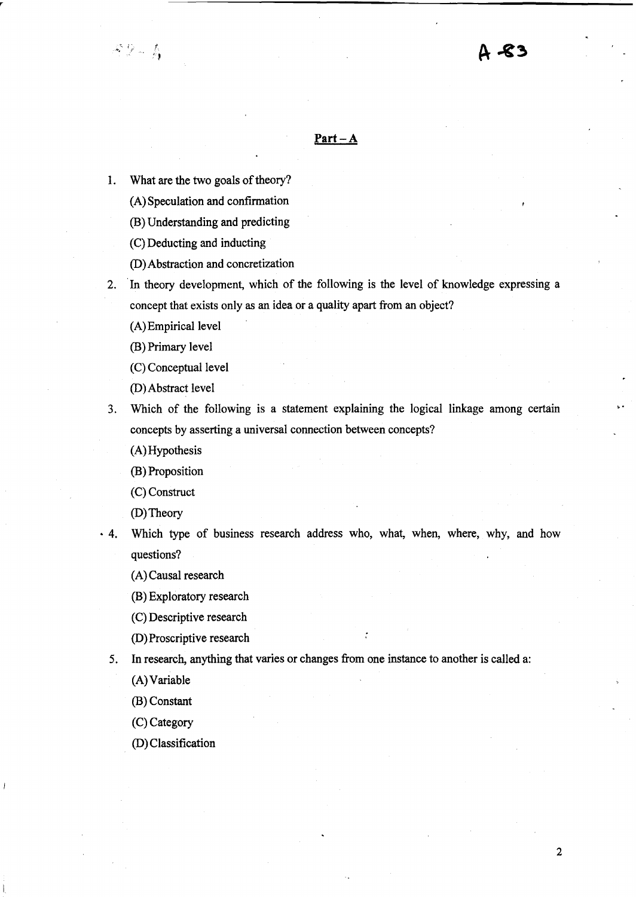## Part – A

1. What are the two goals of theory?

   (A) Speculation and confirmation

   (B) Understanding and predicting

   (C) Deducting and inducting

   (D) Abstraction and concretization

2. In theory development, which of the following is the level of knowledge expressing a concept that exists only as an idea or a quality apart from an object?

   (A) Empirical level

   (B) Primary level

   (C) Conceptual level

   (D) Abstract level

3. Which of the following is a statement explaining the logical linkage among certain concepts by asserting a universal connection between concepts?

   (A) Hypothesis

   (B) Proposition

   (C) Construct

   (D) Theory

4. Which type of business research address who, what, when, where, why, and how questions?

   (A) Causal research

   (B) Exploratory research

   (C) Descriptive research

   (D) Proscriptive research

5. In research, anything that varies or changes from one instance to another is called a:

   (A) Variable

   (B) Constant

   (C) Category

   (D) Classification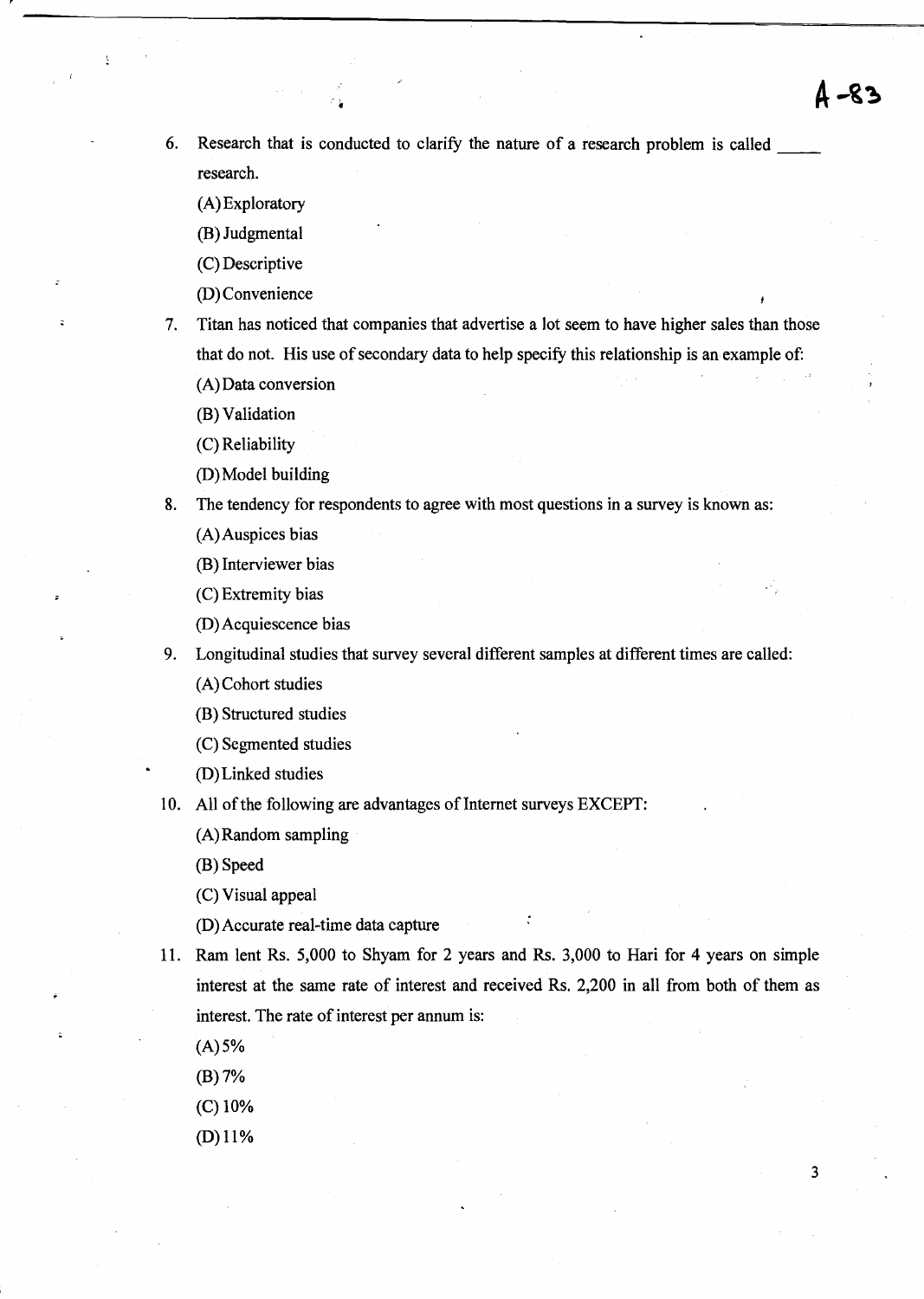6. Research that is conducted to clarify the nature of a research problem is called ____ research.
   (A) Exploratory
   (B) Judgmental
   (C) Descriptive
   (D) Convenience
7. Titan has noticed that companies that advertise a lot seem to have higher sales than those that do not. His use of secondary data to help specify this relationship is an example of:
   (A) Data conversion
   (B) Validation
   (C) Reliability
   (D) Model building
8. The tendency for respondents to agree with most questions in a survey is known as:
   (A) Auspices bias
   (B) Interviewer bias
   (C) Extremity bias
   (D) Acquiescence bias
9. Longitudinal studies that survey several different samples at different times are called:
   (A) Cohort studies
   (B) Structured studies
   (C) Segmented studies
   (D) Linked studies
10. All of the following are advantages of Internet surveys EXCEPT:
    (A) Random sampling
    (B) Speed
    (C) Visual appeal
    (D) Accurate real-time data capture
11. Ram lent Rs. 5,000 to Shyam for 2 years and Rs. 3,000 to Hari for 4 years on simple interest at the same rate of interest and received Rs. 2,200 in all from both of them as interest. The rate of interest per annum is:
    (A) 5%
    (B) 7%
    (C) 10%
    (D) 11%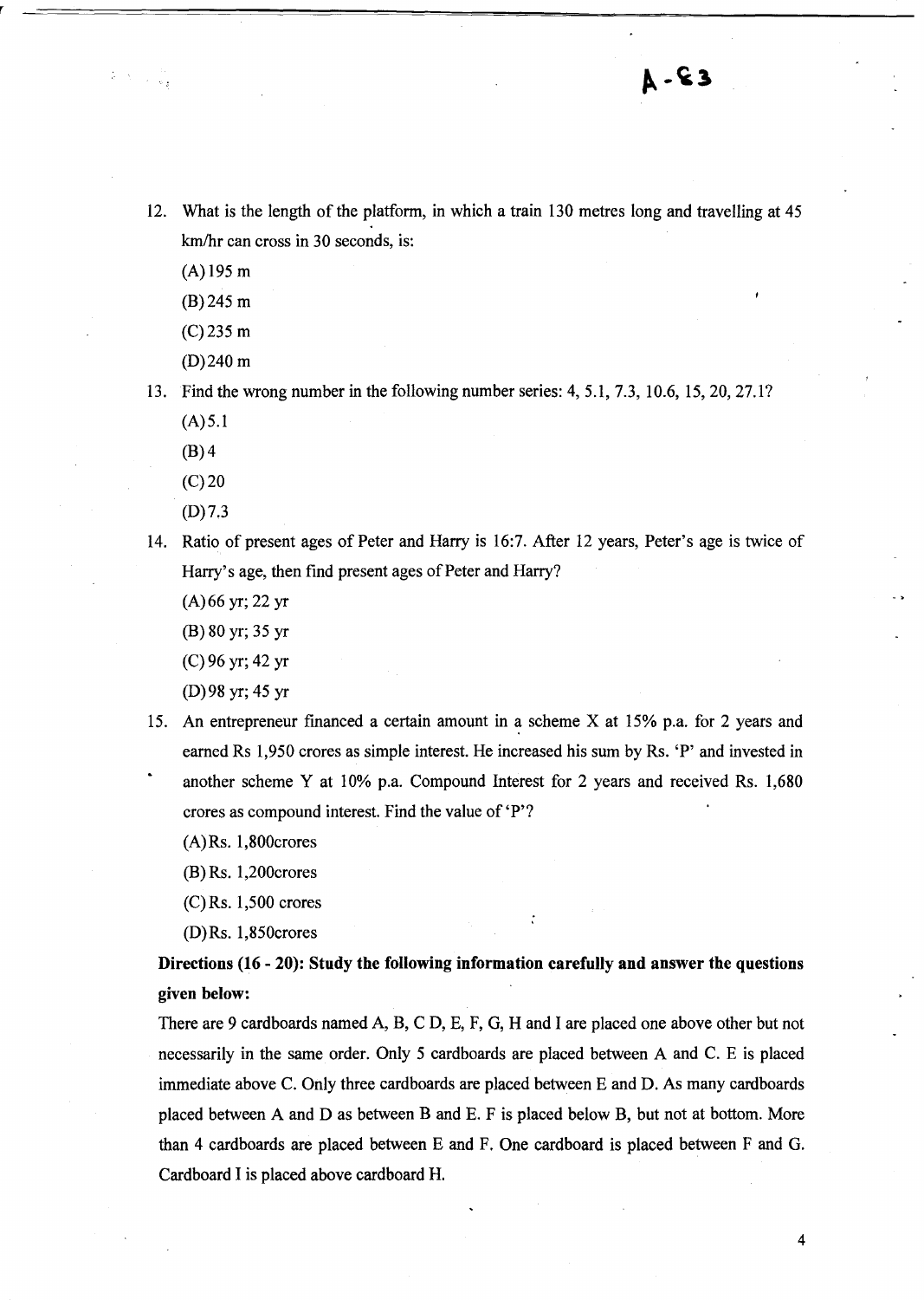A-S3

12. What is the length of the platform, in which a train 130 metres long and travelling at 45 km/hr can cross in 30 seconds, is:
    - (A) 195 m
    - (B) 245 m
    - (C) 235 m
    - (D) 240 m

13. Find the wrong number in the following number series: 4, 5.1, 7.3, 10.6, 15, 20, 27.1?
    - (A) 5.1
    - (B) 4
    - (C) 20
    - (D) 7.3

14. Ratio of present ages of Peter and Harry is 16:7. After 12 years, Peter's age is twice of Harry's age, then find present ages of Peter and Harry?
    - (A) 66 yr; 22 yr
    - (B) 80 yr; 35 yr
    - (C) 96 yr; 42 yr
    - (D) 98 yr; 45 yr

15. An entrepreneur financed a certain amount in a scheme X at 15% p.a. for 2 years and earned Rs 1,950 crores as simple interest. He increased his sum by Rs. 'P' and invested in another scheme Y at 10% p.a. Compound Interest for 2 years and received Rs. 1,680 crores as compound interest. Find the value of 'P'?
    - (A) Rs. 1,800crores
    - (B) Rs. 1,200crores
    - (C) Rs. 1,500 crores
    - (D) Rs. 1,850crores

**Directions (16 - 20): Study the following information carefully and answer the questions given below:**

There are 9 cardboards named A, B, C D, E, F, G, H and I are placed one above other but not necessarily in the same order. Only 5 cardboards are placed between A and C. E is placed immediate above C. Only three cardboards are placed between E and D. As many cardboards placed between A and D as between B and E. F is placed below B, but not at bottom. More than 4 cardboards are placed between E and F. One cardboard is placed between F and G. Cardboard I is placed above cardboard H.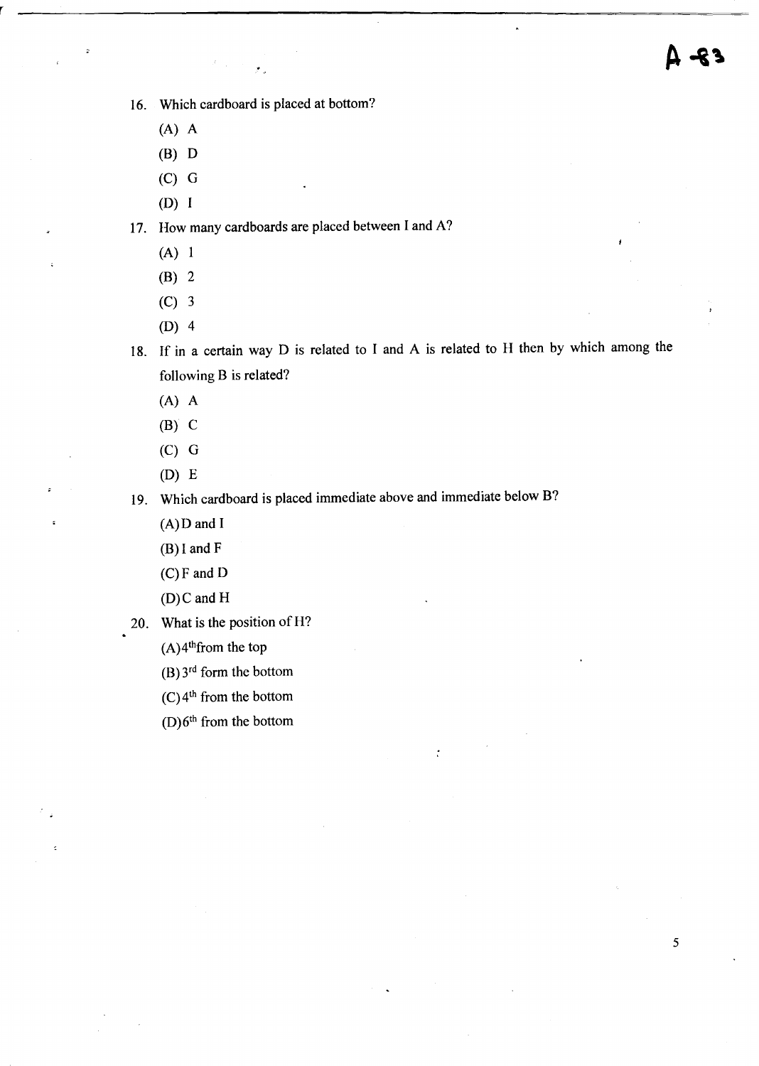16. Which cardboard is placed at bottom?

    (A) A

    (B) D

    (C) G

    (D) I

17. How many cardboards are placed between I and A?

    (A) 1

    (B) 2

    (C) 3

    (D) 4

18. If in a certain way D is related to I and A is related to H then by which among the following B is related?

    (A) A

    (B) C

    (C) G

    (D) E

19. Which cardboard is placed immediate above and immediate below B?

    (A) D and I

    (B) I and F

    (C) F and D

    (D) C and H

20. What is the position of H?

    (A) 4th from the top

    (B) 3rd form the bottom

    (C) 4th from the bottom

    (D) 6th from the bottom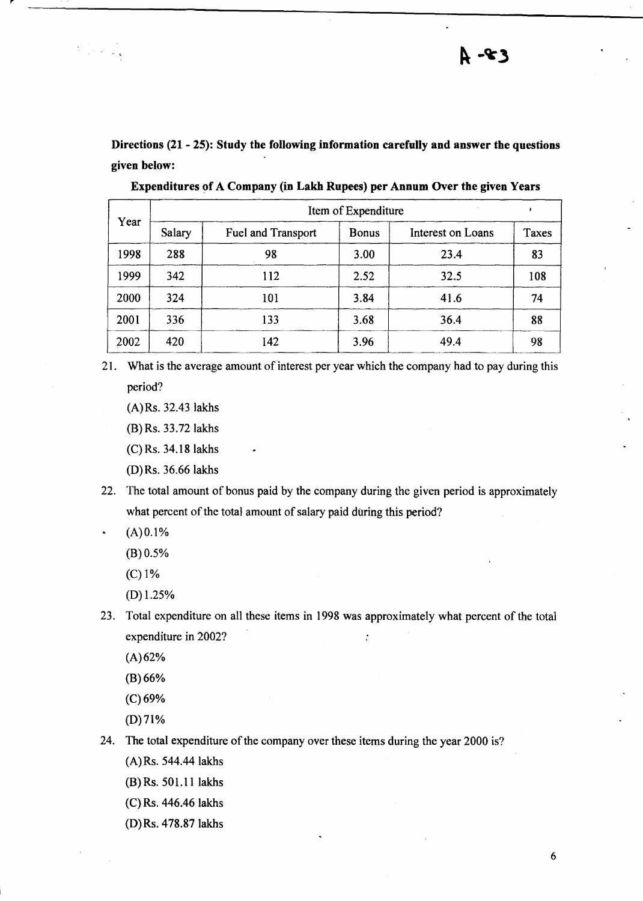**Directions (21 - 25): Study the following information carefully and answer the questions given below:**

**Expenditures of A Company (in Lakh Rupees) per Annum Over the given Years**

| Year | Item of Expenditure | | | | |
|---|---|---|---|---|---|
| | Salary | Fuel and Transport | Bonus | Interest on Loans | Taxes |
| 1998 | 288 | 98 | 3.00 | 23.4 | 83 |
| 1999 | 342 | 112 | 2.52 | 32.5 | 108 |
| 2000 | 324 | 101 | 3.84 | 41.6 | 74 |
| 2001 | 336 | 133 | 3.68 | 36.4 | 88 |
| 2002 | 420 | 142 | 3.96 | 49.4 | 98 |

21. What is the average amount of interest per year which the company had to pay during this period?
    (A) Rs. 32.43 lakhs
    (B) Rs. 33.72 lakhs
    (C) Rs. 34.18 lakhs
    (D) Rs. 36.66 lakhs

22. The total amount of bonus paid by the company during the given period is approximately what percent of the total amount of salary paid during this period?
    (A) 0.1%
    (B) 0.5%
    (C) 1%
    (D) 1.25%

23. Total expenditure on all these items in 1998 was approximately what percent of the total expenditure in 2002?
    (A) 62%
    (B) 66%
    (C) 69%
    (D) 71%

24. The total expenditure of the company over these items during the year 2000 is?
    (A) Rs. 544.44 lakhs
    (B) Rs. 501.11 lakhs
    (C) Rs. 446.46 lakhs
    (D) Rs. 478.87 lakhs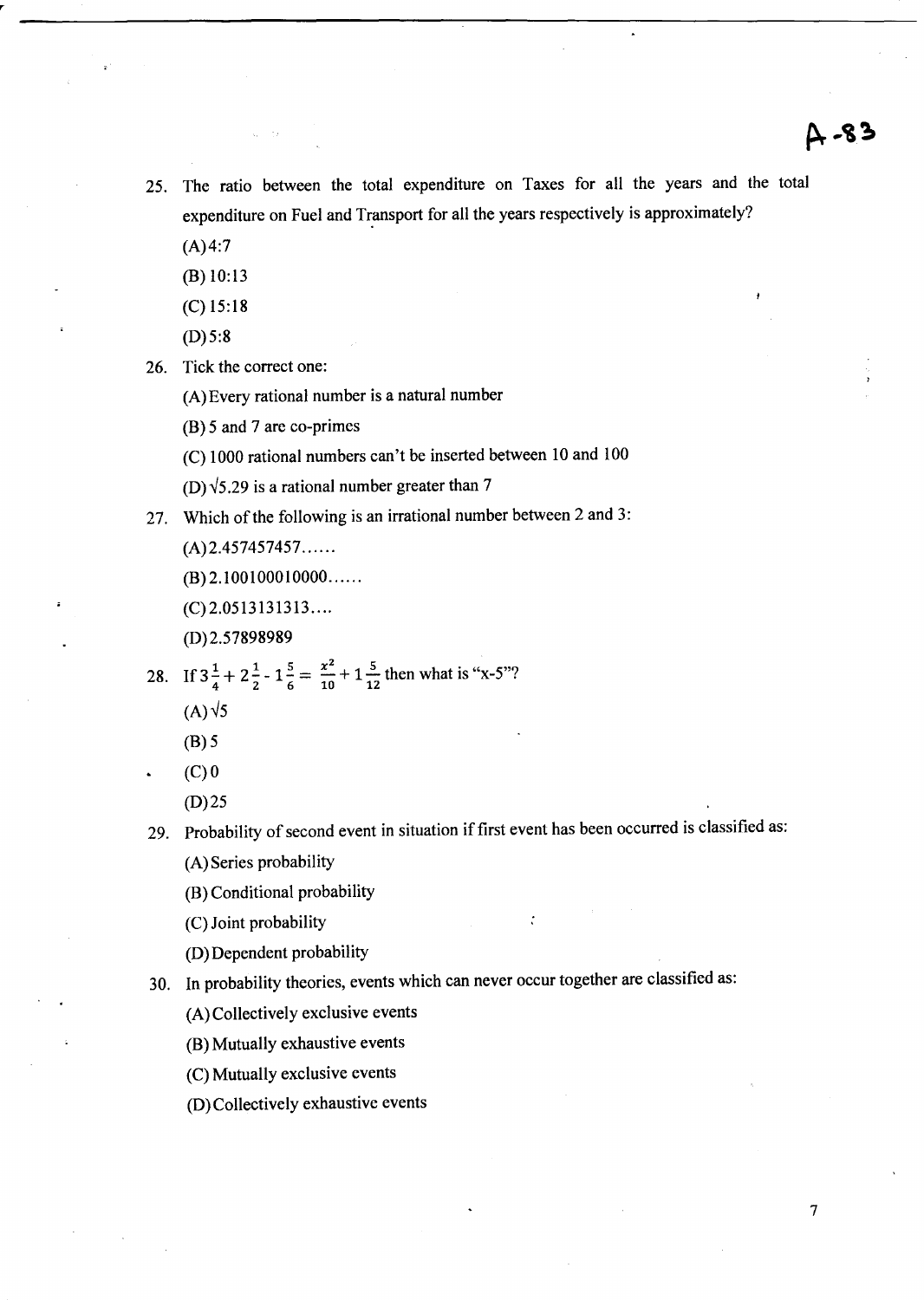A-83

25. The ratio between the total expenditure on Taxes for all the years and the total expenditure on Fuel and Transport for all the years respectively is approximately?

    (A) 4:7

    (B) 10:13

    (C) 15:18

    (D) 5:8

26. Tick the correct one:

    (A) Every rational number is a natural number

    (B) 5 and 7 are co-primes

    (C) 1000 rational numbers can't be inserted between 10 and 100

    (D) $\sqrt{5.29}$ is a rational number greater than 7

27. Which of the following is an irrational number between 2 and 3:

    (A) 2.457457457……

    (B) 2.100100010000……

    (C) 2.0513131313….

    (D) 2.57898989

28. If $3\frac{1}{4} + 2\frac{1}{2} - 1\frac{5}{6} = \frac{x^2}{10} + 1\frac{5}{12}$ then what is "x-5"?

    (A) $\sqrt{5}$

    (B) 5

    (C) 0

    (D) 25

29. Probability of second event in situation if first event has been occurred is classified as:

    (A) Series probability

    (B) Conditional probability

    (C) Joint probability

    (D) Dependent probability

30. In probability theories, events which can never occur together are classified as:

    (A) Collectively exclusive events

    (B) Mutually exhaustive events

    (C) Mutually exclusive events

    (D) Collectively exhaustive events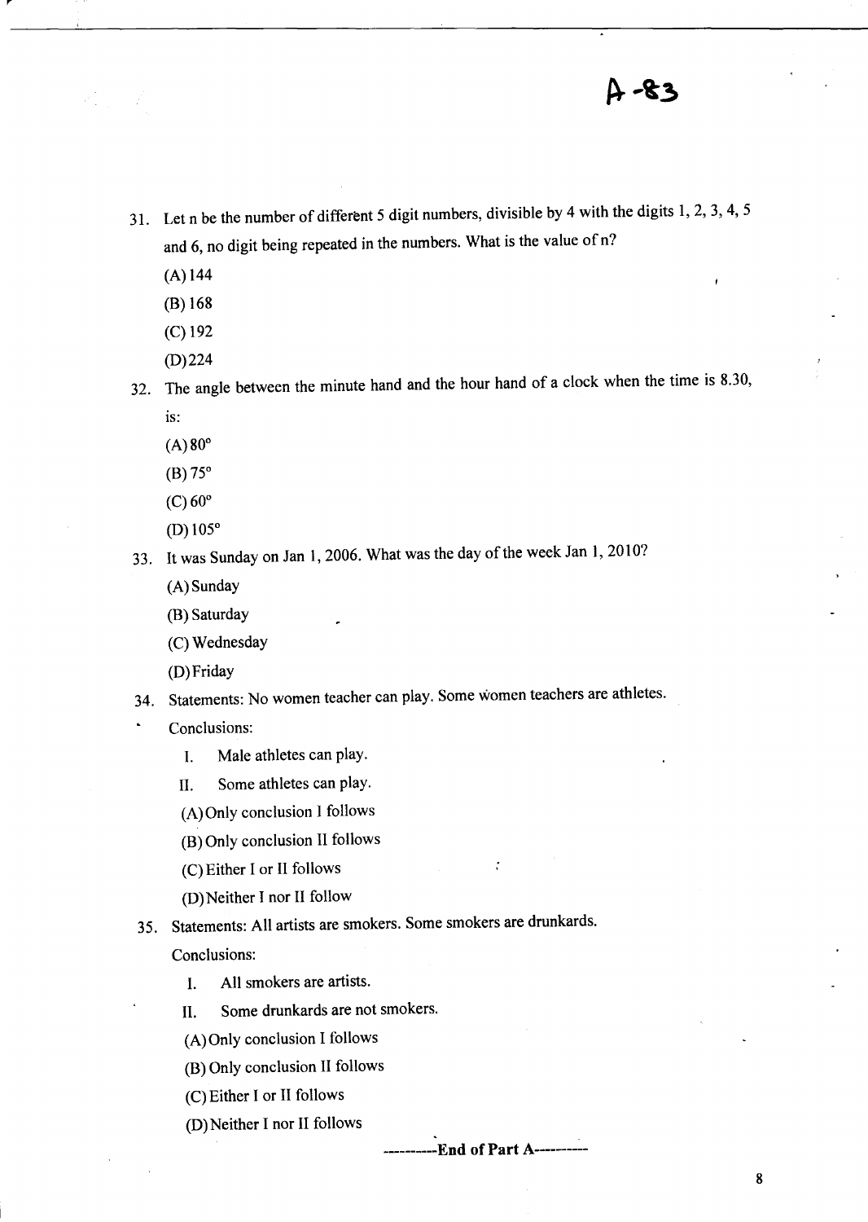A-83

31. Let n be the number of different 5 digit numbers, divisible by 4 with the digits 1, 2, 3, 4, 5 and 6, no digit being repeated in the numbers. What is the value of n?

    (A) 144

    (B) 168

    (C) 192

    (D) 224

32. The angle between the minute hand and the hour hand of a clock when the time is 8.30, is:

    (A) 80°

    (B) 75°

    (C) 60°

    (D) 105°

33. It was Sunday on Jan 1, 2006. What was the day of the week Jan 1, 2010?

    (A) Sunday

    (B) Saturday

    (C) Wednesday

    (D) Friday

34. Statements: No women teacher can play. Some women teachers are athletes.

    Conclusions:

    I. Male athletes can play.

    II. Some athletes can play.

    (A) Only conclusion I follows

    (B) Only conclusion II follows

    (C) Either I or II follows

    (D) Neither I nor II follow

35. Statements: All artists are smokers. Some smokers are drunkards.

    Conclusions:

    I. All smokers are artists.

    II. Some drunkards are not smokers.

    (A) Only conclusion I follows

    (B) Only conclusion II follows

    (C) Either I or II follows

    (D) Neither I nor II follows

**----------End of Part A----------**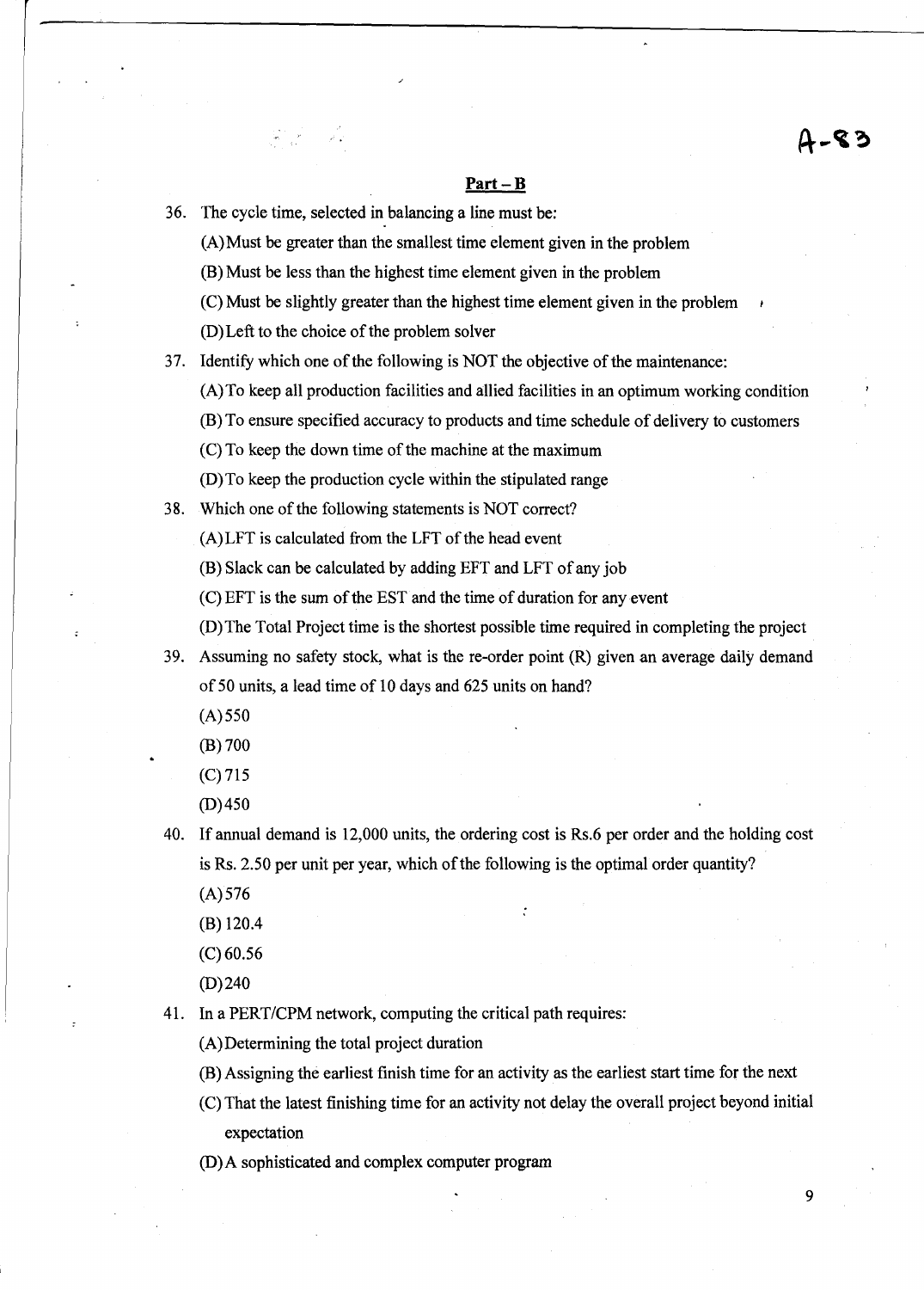A-83

## Part – B

36. The cycle time, selected in balancing a line must be:

    (A) Must be greater than the smallest time element given in the problem

    (B) Must be less than the highest time element given in the problem

    (C) Must be slightly greater than the highest time element given in the problem

    (D) Left to the choice of the problem solver

37. Identify which one of the following is NOT the objective of the maintenance:

    (A) To keep all production facilities and allied facilities in an optimum working condition

    (B) To ensure specified accuracy to products and time schedule of delivery to customers

    (C) To keep the down time of the machine at the maximum

    (D) To keep the production cycle within the stipulated range

38. Which one of the following statements is NOT correct?

    (A) LFT is calculated from the LFT of the head event

    (B) Slack can be calculated by adding EFT and LFT of any job

    (C) EFT is the sum of the EST and the time of duration for any event

    (D) The Total Project time is the shortest possible time required in completing the project

39. Assuming no safety stock, what is the re-order point (R) given an average daily demand of 50 units, a lead time of 10 days and 625 units on hand?

    (A) 550

    (B) 700

    (C) 715

    (D) 450

40. If annual demand is 12,000 units, the ordering cost is Rs.6 per order and the holding cost is Rs. 2.50 per unit per year, which of the following is the optimal order quantity?

    (A) 576

    (B) 120.4

    (C) 60.56

    (D) 240

41. In a PERT/CPM network, computing the critical path requires:

    (A) Determining the total project duration

    (B) Assigning the earliest finish time for an activity as the earliest start time for the next

    (C) That the latest finishing time for an activity not delay the overall project beyond initial expectation

    (D) A sophisticated and complex computer program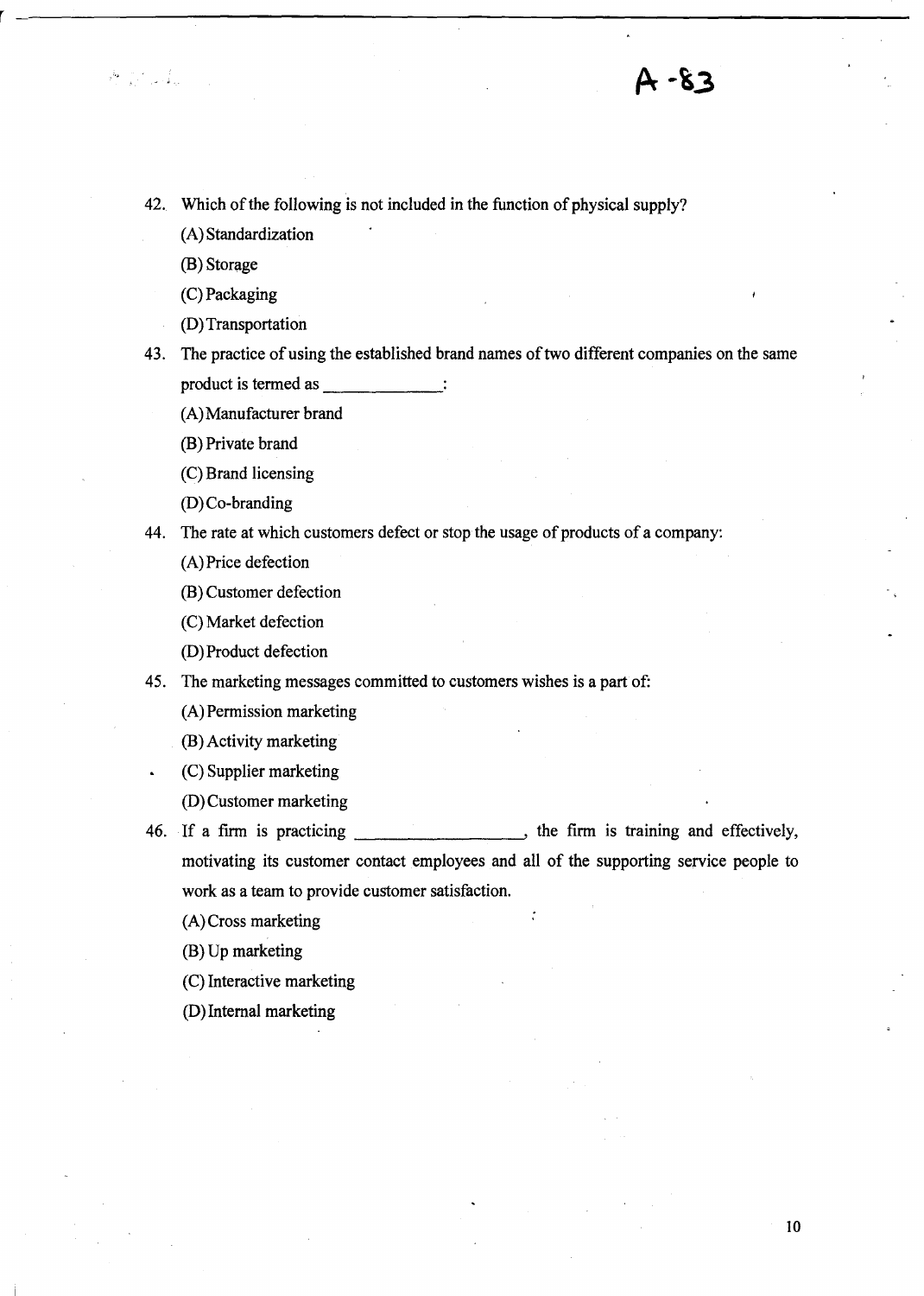# A-83

42. Which of the following is not included in the function of physical supply?

    (A) Standardization

    (B) Storage

    (C) Packaging

    (D) Transportation

43. The practice of using the established brand names of two different companies on the same product is termed as _____________:

    (A) Manufacturer brand

    (B) Private brand

    (C) Brand licensing

    (D) Co-branding

44. The rate at which customers defect or stop the usage of products of a company:

    (A) Price defection

    (B) Customer defection

    (C) Market defection

    (D) Product defection

45. The marketing messages committed to customers wishes is a part of:

    (A) Permission marketing

    (B) Activity marketing

    (C) Supplier marketing

    (D) Customer marketing

46. If a firm is practicing __________________, the firm is training and effectively, motivating its customer contact employees and all of the supporting service people to work as a team to provide customer satisfaction.

    (A) Cross marketing

    (B) Up marketing

    (C) Interactive marketing

    (D) Internal marketing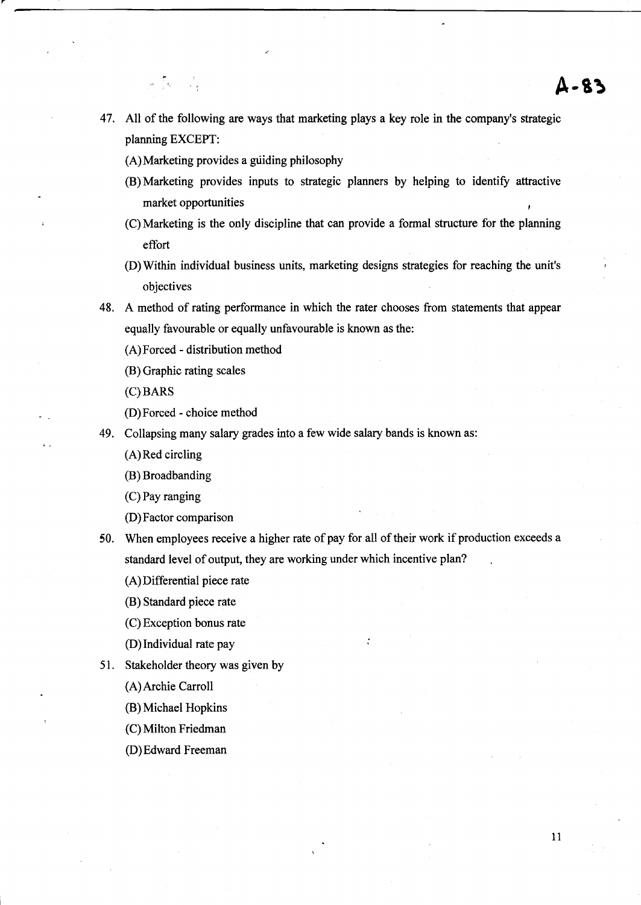A-83

47. All of the following are ways that marketing plays a key role in the company's strategic planning EXCEPT:
    (A) Marketing provides a guiding philosophy
    (B) Marketing provides inputs to strategic planners by helping to identify attractive market opportunities
    (C) Marketing is the only discipline that can provide a formal structure for the planning effort
    (D) Within individual business units, marketing designs strategies for reaching the unit's objectives

48. A method of rating performance in which the rater chooses from statements that appear equally favourable or equally unfavourable is known as the:
    (A) Forced - distribution method
    (B) Graphic rating scales
    (C) BARS
    (D) Forced - choice method

49. Collapsing many salary grades into a few wide salary bands is known as:
    (A) Red circling
    (B) Broadbanding
    (C) Pay ranging
    (D) Factor comparison

50. When employees receive a higher rate of pay for all of their work if production exceeds a standard level of output, they are working under which incentive plan?
    (A) Differential piece rate
    (B) Standard piece rate
    (C) Exception bonus rate
    (D) Individual rate pay

51. Stakeholder theory was given by
    (A) Archie Carroll
    (B) Michael Hopkins
    (C) Milton Friedman
    (D) Edward Freeman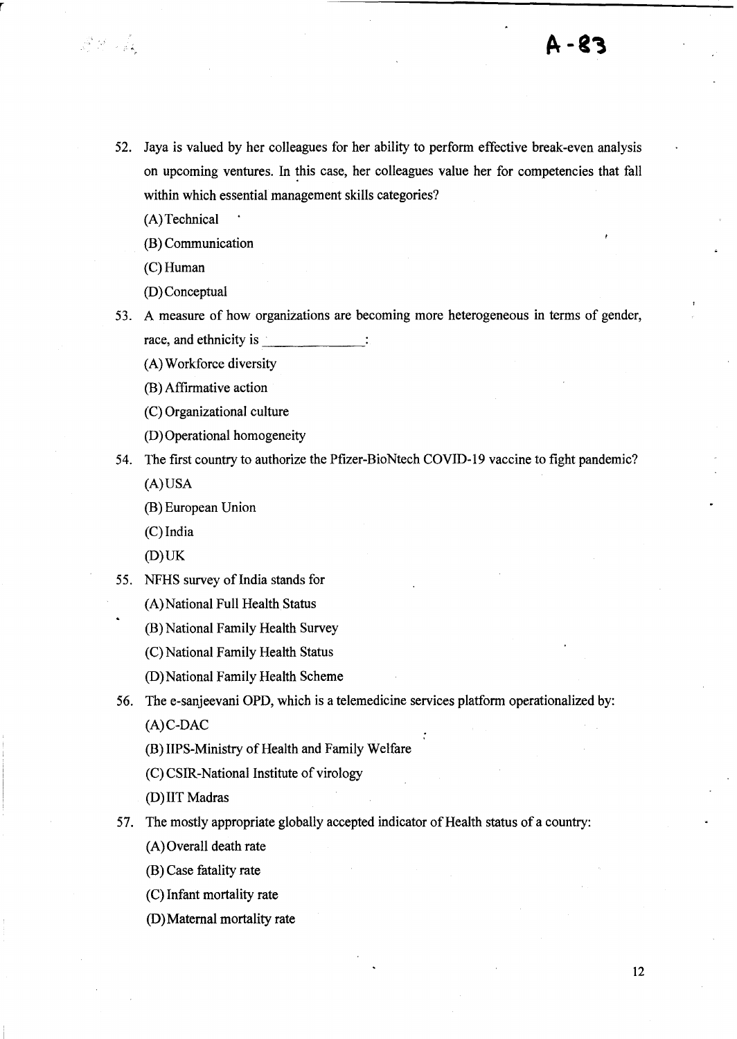52. Jaya is valued by her colleagues for her ability to perform effective break-even analysis on upcoming ventures. In this case, her colleagues value her for competencies that fall within which essential management skills categories?

    (A) Technical

    (B) Communication

    (C) Human

    (D) Conceptual

53. A measure of how organizations are becoming more heterogeneous in terms of gender, race, and ethnicity is _____________:

    (A) Workforce diversity

    (B) Affirmative action

    (C) Organizational culture

    (D) Operational homogeneity

54. The first country to authorize the Pfizer-BioNtech COVID-19 vaccine to fight pandemic?

    (A) USA

    (B) European Union

    (C) India

    (D) UK

55. NFHS survey of India stands for

    (A) National Full Health Status

    (B) National Family Health Survey

    (C) National Family Health Status

    (D) National Family Health Scheme

56. The e-sanjeevani OPD, which is a telemedicine services platform operationalized by:

    (A) C-DAC

    (B) IIPS-Ministry of Health and Family Welfare

    (C) CSIR-National Institute of virology

    (D) IIT Madras

57. The mostly appropriate globally accepted indicator of Health status of a country:

    (A) Overall death rate

    (B) Case fatality rate

    (C) Infant mortality rate

    (D) Maternal mortality rate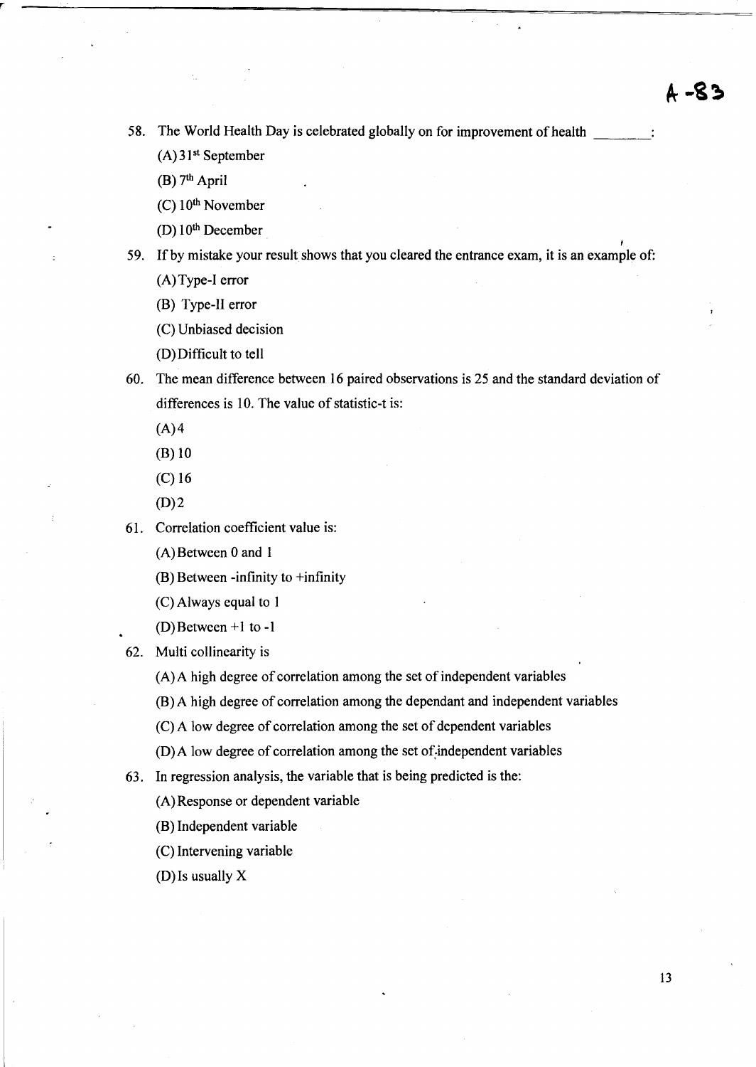A -83

58. The World Health Day is celebrated globally on for improvement of health ________:

    (A) 31st September

    (B) 7th April

    (C) 10th November

    (D) 10th December

59. If by mistake your result shows that you cleared the entrance exam, it is an example of:

    (A) Type-I error

    (B) Type-II error

    (C) Unbiased decision

    (D) Difficult to tell

60. The mean difference between 16 paired observations is 25 and the standard deviation of differences is 10. The value of statistic-t is:

    (A) 4

    (B) 10

    (C) 16

    (D) 2

61. Correlation coefficient value is:

    (A) Between 0 and 1

    (B) Between -infinity to +infinity

    (C) Always equal to 1

    (D) Between +1 to -1

62. Multi collinearity is

    (A) A high degree of correlation among the set of independent variables

    (B) A high degree of correlation among the dependant and independent variables

    (C) A low degree of correlation among the set of dependent variables

    (D) A low degree of correlation among the set of independent variables

63. In regression analysis, the variable that is being predicted is the:

    (A) Response or dependent variable

    (B) Independent variable

    (C) Intervening variable

    (D) Is usually X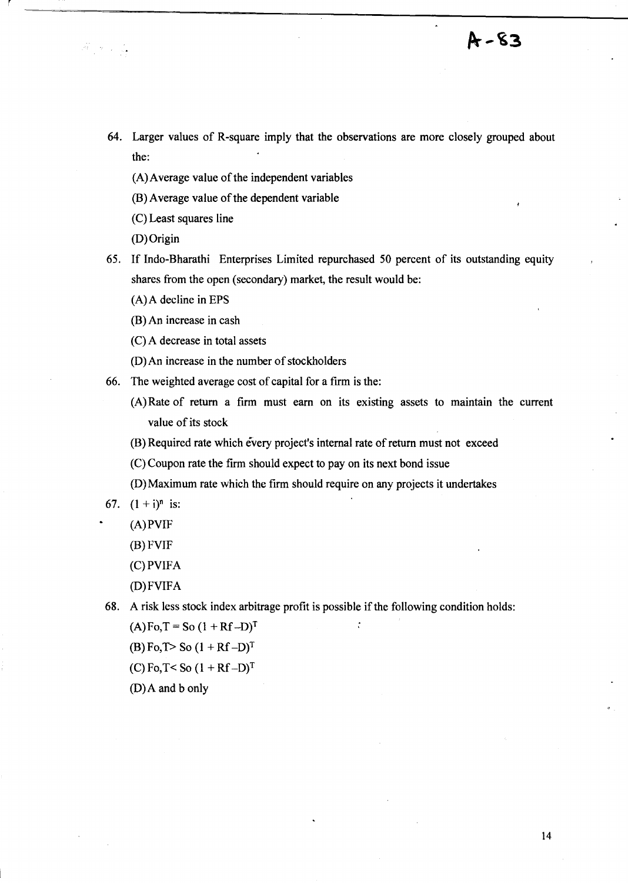A-83

64. Larger values of R-square imply that the observations are more closely grouped about the:

    (A) Average value of the independent variables

    (B) Average value of the dependent variable

    (C) Least squares line

    (D) Origin

65. If Indo-Bharathi Enterprises Limited repurchased 50 percent of its outstanding equity shares from the open (secondary) market, the result would be:

    (A) A decline in EPS

    (B) An increase in cash

    (C) A decrease in total assets

    (D) An increase in the number of stockholders

66. The weighted average cost of capital for a firm is the:

    (A) Rate of return a firm must earn on its existing assets to maintain the current value of its stock

    (B) Required rate which every project's internal rate of return must not exceed

    (C) Coupon rate the firm should expect to pay on its next bond issue

    (D) Maximum rate which the firm should require on any projects it undertakes

67. $(1 + i)^n$ is:

    (A) PVIF

    (B) FVIF

    (C) PVIFA

    (D) FVIFA

68. A risk less stock index arbitrage profit is possible if the following condition holds:

    (A) $F_{o,T} = S_o (1 + R_f - D)^T$

    (B) $F_{o,T} > S_o (1 + R_f - D)^T$

    (C) $F_{o,T} < S_o (1 + R_f - D)^T$

    (D) A and b only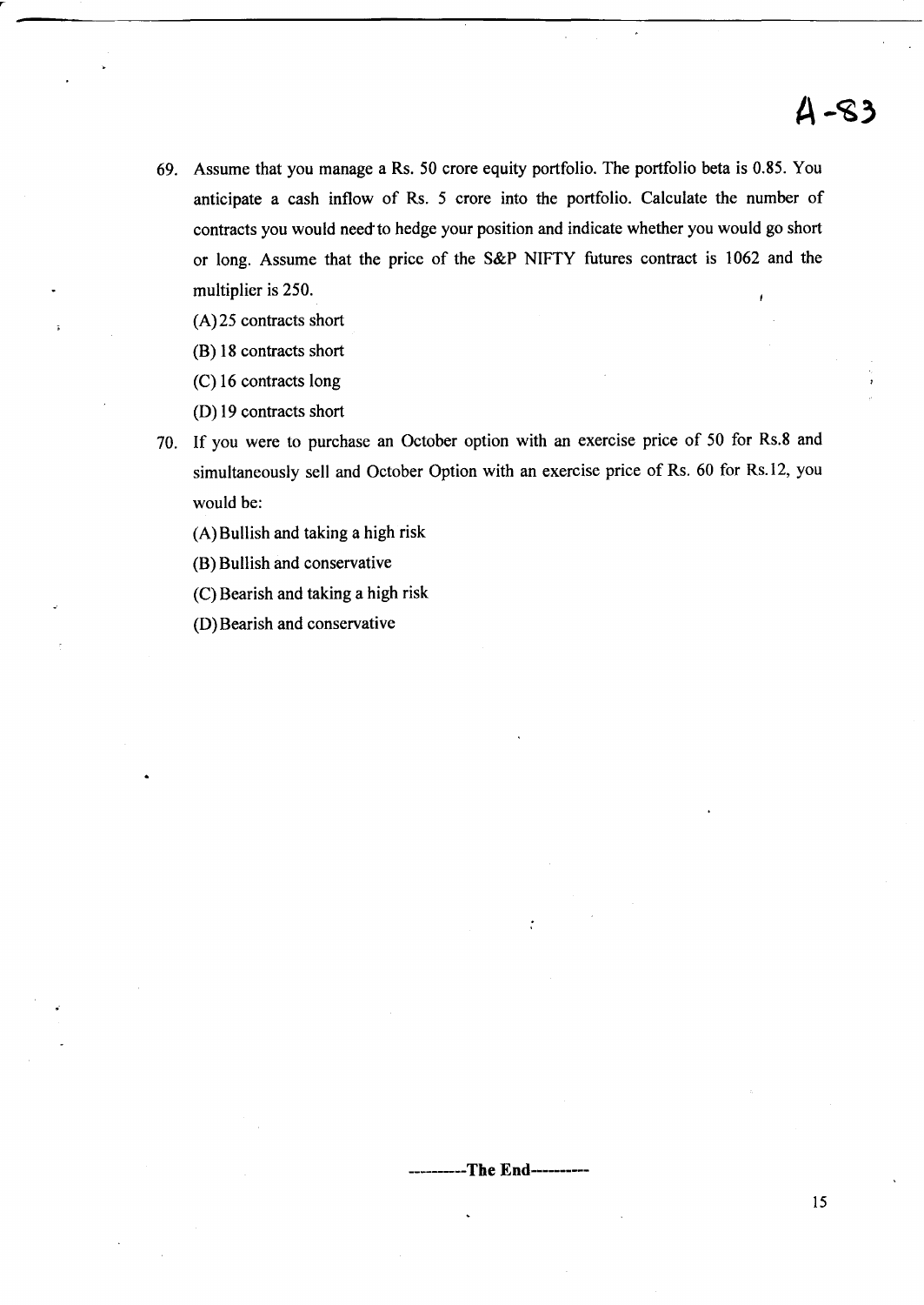69. Assume that you manage a Rs. 50 crore equity portfolio. The portfolio beta is 0.85. You anticipate a cash inflow of Rs. 5 crore into the portfolio. Calculate the number of contracts you would need to hedge your position and indicate whether you would go short or long. Assume that the price of the S&P NIFTY futures contract is 1062 and the multiplier is 250.

   (A) 25 contracts short

   (B) 18 contracts short

   (C) 16 contracts long

   (D) 19 contracts short

70. If you were to purchase an October option with an exercise price of 50 for Rs.8 and simultaneously sell and October Option with an exercise price of Rs. 60 for Rs.12, you would be:

   (A) Bullish and taking a high risk

   (B) Bullish and conservative

   (C) Bearish and taking a high risk

   (D) Bearish and conservative

----------The End----------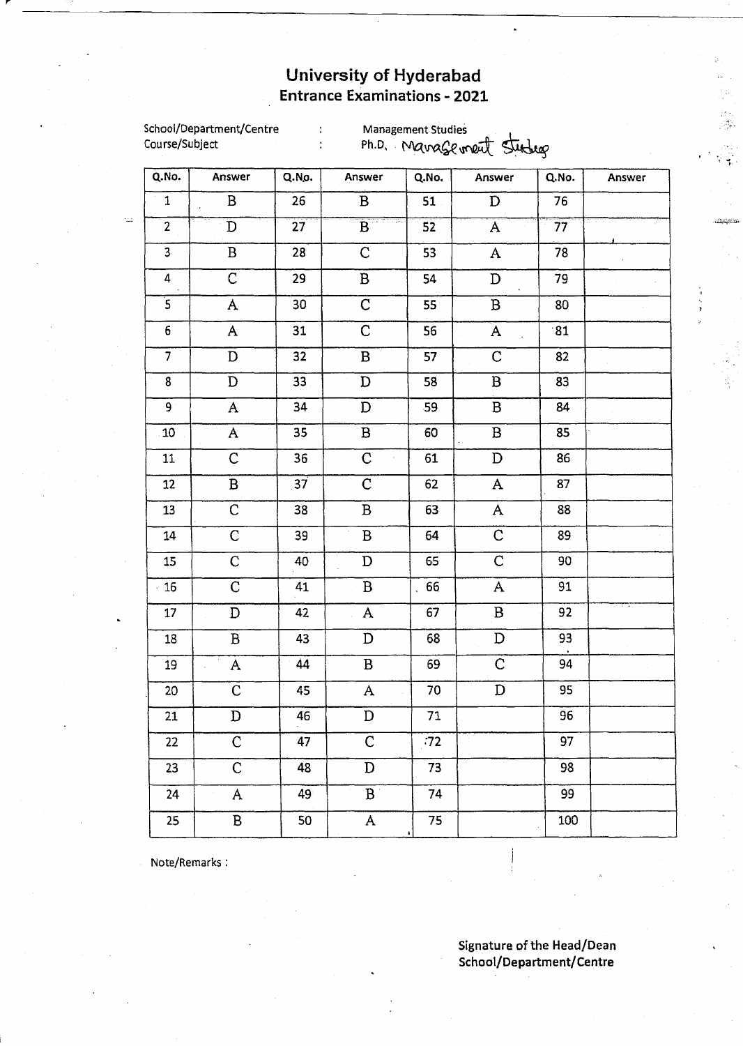# University of Hyderabad
## Entrance Examinations - 2021

School/Department/Centre : Management Studies
Course/Subject : Ph.D. Management Studies

| Q.No. | Answer | Q.No. | Answer | Q.No. | Answer | Q.No. | Answer |
|---|---|---|---|---|---|---|---|
| 1 | B | 26 | B | 51 | D | 76 | |
| 2 | D | 27 | B | 52 | A | 77 | |
| 3 | B | 28 | C | 53 | A | 78 | |
| 4 | C | 29 | B | 54 | D | 79 | |
| 5 | A | 30 | C | 55 | B | 80 | |
| 6 | A | 31 | C | 56 | A | 81 | |
| 7 | D | 32 | B | 57 | C | 82 | |
| 8 | D | 33 | D | 58 | B | 83 | |
| 9 | A | 34 | D | 59 | B | 84 | |
| 10 | A | 35 | B | 60 | B | 85 | |
| 11 | C | 36 | C | 61 | D | 86 | |
| 12 | B | 37 | C | 62 | A | 87 | |
| 13 | C | 38 | B | 63 | A | 88 | |
| 14 | C | 39 | B | 64 | C | 89 | |
| 15 | C | 40 | D | 65 | C | 90 | |
| 16 | C | 41 | B | 66 | A | 91 | |
| 17 | D | 42 | A | 67 | B | 92 | |
| 18 | B | 43 | D | 68 | D | 93 | |
| 19 | A | 44 | B | 69 | C | 94 | |
| 20 | C | 45 | A | 70 | D | 95 | |
| 21 | D | 46 | D | 71 | | 96 | |
| 22 | C | 47 | C | 72 | | 97 | |
| 23 | C | 48 | D | 73 | | 98 | |
| 24 | A | 49 | B | 74 | | 99 | |
| 25 | B | 50 | A | 75 | | 100 | |

Note/Remarks :

**Signature of the Head/Dean**
**School/Department/Centre**